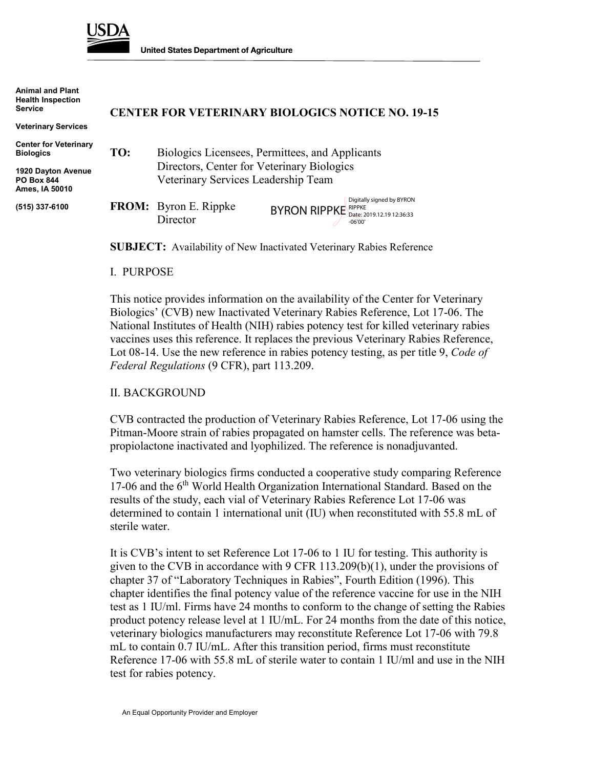USDA

United States Department of Agriculture

**Animal and Plant Health Inspection Service**

**Veterinary Services**

**Center for Veterinary Biologics**

**1920 Dayton Avenue**
**PO Box 844**
**Ames, IA 50010**

**(515) 337-6100**

# CENTER FOR VETERINARY BIOLOGICS NOTICE NO. 19-15

**TO:** Biologics Licensees, Permittees, and Applicants
Directors, Center for Veterinary Biologics
Veterinary Services Leadership Team

**FROM:** Byron E. Rippke
Director

BYRON RIPPKE Digitally signed by BYRON RIPPKE Date: 2019.12.19 12:36:33 -06'00'

**SUBJECT:** Availability of New Inactivated Veterinary Rabies Reference

## I. PURPOSE

This notice provides information on the availability of the Center for Veterinary Biologics' (CVB) new Inactivated Veterinary Rabies Reference, Lot 17-06. The National Institutes of Health (NIH) rabies potency test for killed veterinary rabies vaccines uses this reference. It replaces the previous Veterinary Rabies Reference, Lot 08-14. Use the new reference in rabies potency testing, as per title 9, *Code of Federal Regulations* (9 CFR), part 113.209.

## II. BACKGROUND

CVB contracted the production of Veterinary Rabies Reference, Lot 17-06 using the Pitman-Moore strain of rabies propagated on hamster cells. The reference was beta-propiolactone inactivated and lyophilized. The reference is nonadjuvanted.

Two veterinary biologics firms conducted a cooperative study comparing Reference 17-06 and the 6th World Health Organization International Standard. Based on the results of the study, each vial of Veterinary Rabies Reference Lot 17-06 was determined to contain 1 international unit (IU) when reconstituted with 55.8 mL of sterile water.

It is CVB's intent to set Reference Lot 17-06 to 1 IU for testing. This authority is given to the CVB in accordance with 9 CFR 113.209(b)(1), under the provisions of chapter 37 of "Laboratory Techniques in Rabies", Fourth Edition (1996). This chapter identifies the final potency value of the reference vaccine for use in the NIH test as 1 IU/ml. Firms have 24 months to conform to the change of setting the Rabies product potency release level at 1 IU/mL. For 24 months from the date of this notice, veterinary biologics manufacturers may reconstitute Reference Lot 17-06 with 79.8 mL to contain 0.7 IU/mL. After this transition period, firms must reconstitute Reference 17-06 with 55.8 mL of sterile water to contain 1 IU/ml and use in the NIH test for rabies potency.

An Equal Opportunity Provider and Employer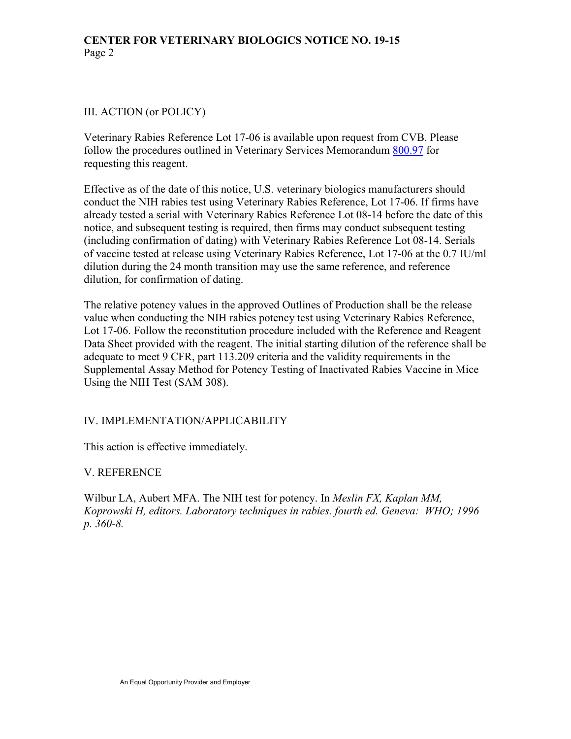## III. ACTION (or POLICY)

Veterinary Rabies Reference Lot 17-06 is available upon request from CVB. Please follow the procedures outlined in Veterinary Services Memorandum 800.97 for requesting this reagent.

Effective as of the date of this notice, U.S. veterinary biologics manufacturers should conduct the NIH rabies test using Veterinary Rabies Reference, Lot 17-06. If firms have already tested a serial with Veterinary Rabies Reference Lot 08-14 before the date of this notice, and subsequent testing is required, then firms may conduct subsequent testing (including confirmation of dating) with Veterinary Rabies Reference Lot 08-14. Serials of vaccine tested at release using Veterinary Rabies Reference, Lot 17-06 at the 0.7 IU/ml dilution during the 24 month transition may use the same reference, and reference dilution, for confirmation of dating.

The relative potency values in the approved Outlines of Production shall be the release value when conducting the NIH rabies potency test using Veterinary Rabies Reference, Lot 17-06. Follow the reconstitution procedure included with the Reference and Reagent Data Sheet provided with the reagent. The initial starting dilution of the reference shall be adequate to meet 9 CFR, part 113.209 criteria and the validity requirements in the Supplemental Assay Method for Potency Testing of Inactivated Rabies Vaccine in Mice Using the NIH Test (SAM 308).

## IV. IMPLEMENTATION/APPLICABILITY

This action is effective immediately.

## V. REFERENCE

Wilbur LA, Aubert MFA. The NIH test for potency. In *Meslin FX, Kaplan MM, Koprowski H, editors. Laboratory techniques in rabies. fourth ed. Geneva: WHO; 1996 p. 360-8.*

An Equal Opportunity Provider and Employer